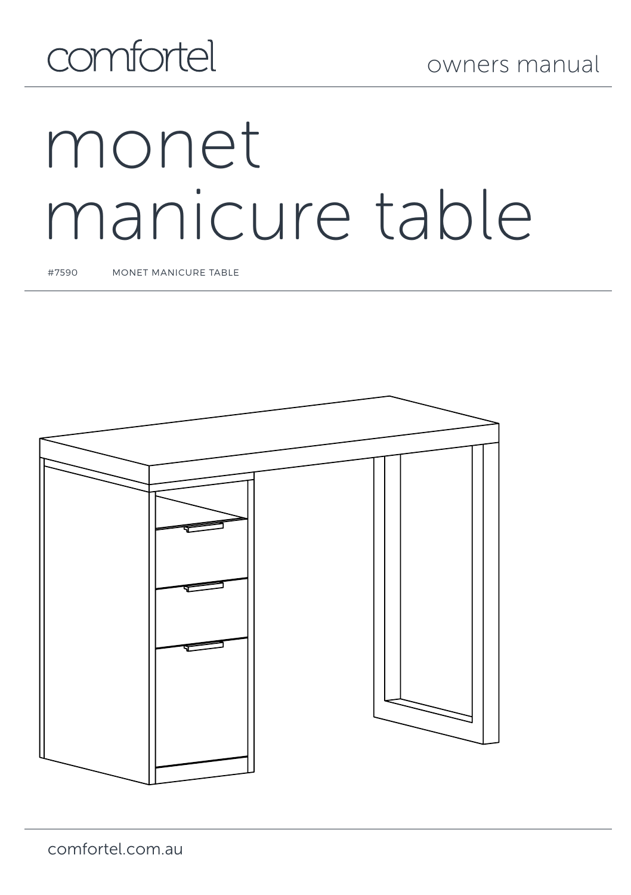comfortel

owners manual

# monet manicure table

#7590 MONET MANICURE TABLE

comfortel.com.au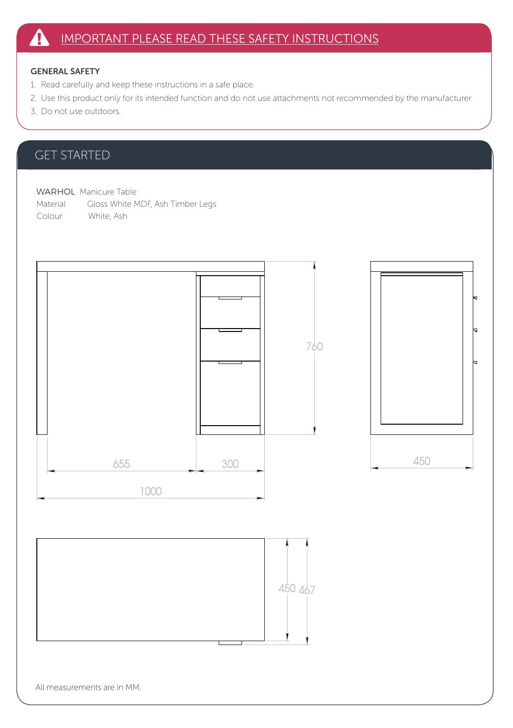## IMPORTANT PLEASE READ THESE SAFETY INSTRUCTIONS

### GENERAL SAFETY

1. Read carefully and keep these instructions in a safe place.
2. Use this product only for its intended function and do not use attachments not recommended by the manufacturer.
3. Do not use outdoors.

## GET STARTED

WARHOL Manicure Table
Material Gloss White MDF, Ash Timber Legs
Colour White, Ash

760

655 300

1000

450

450 467

All measurements are in MM.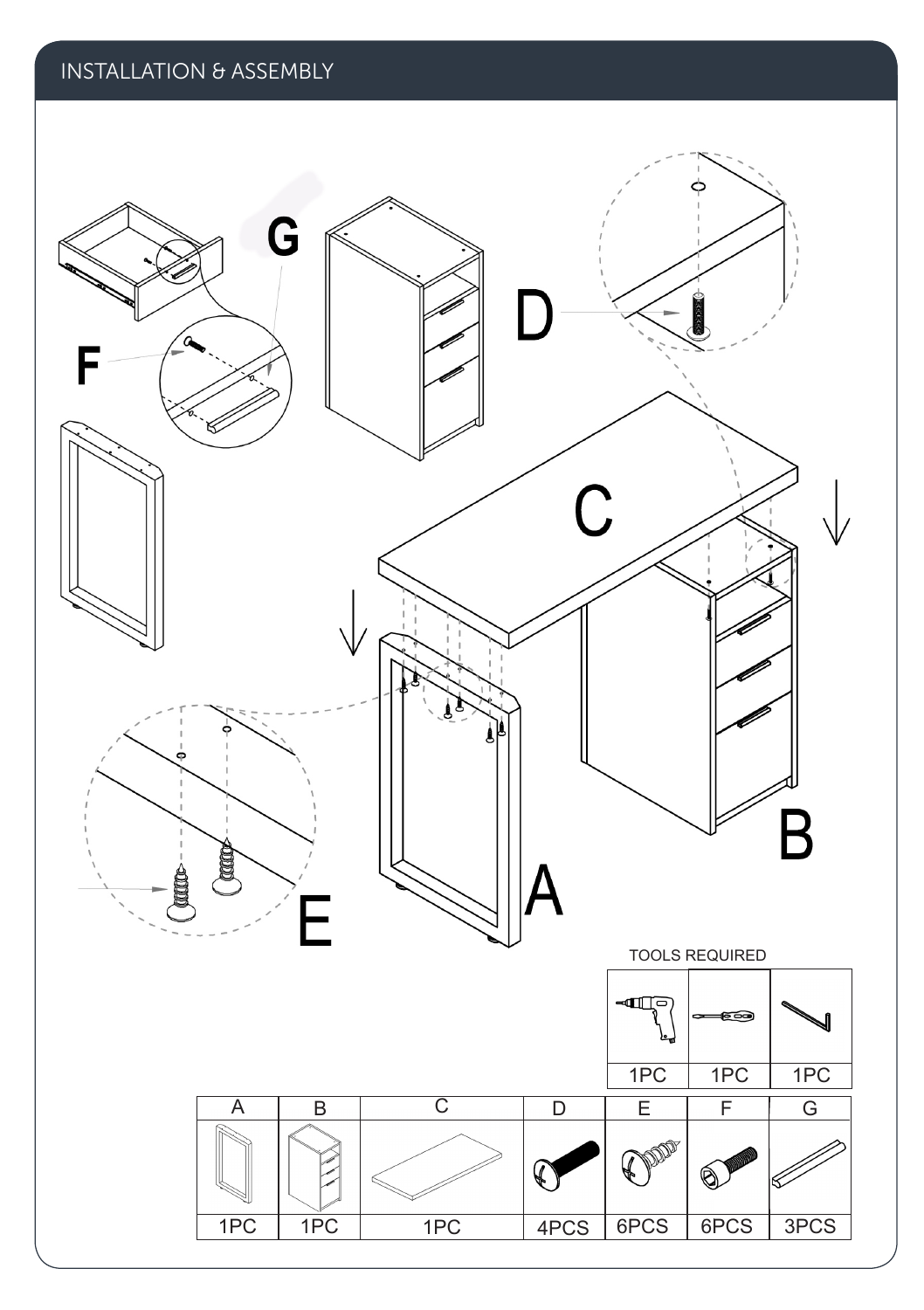## INSTALLATION & ASSEMBLY

TOOLS REQUIRED

| | | |
|---|---|---|
| 1PC | 1PC | 1PC |

| A | B | C | D | E | F | G |
|---|---|---|---|---|---|---|
| 1PC | 1PC | 1PC | 4PCS | 6PCS | 6PCS | 3PCS |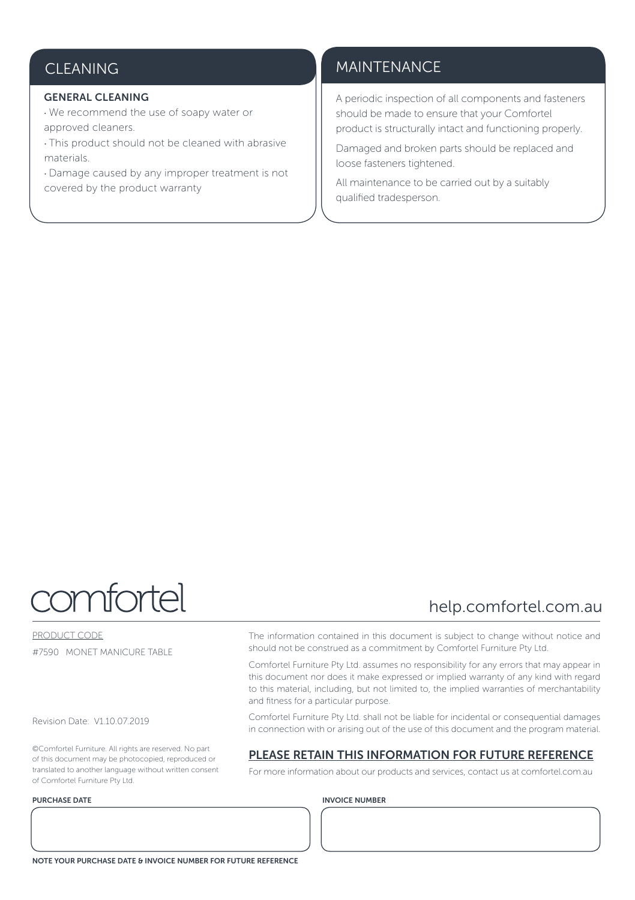## CLEANING

### GENERAL CLEANING

- We recommend the use of soapy water or approved cleaners.
- This product should not be cleaned with abrasive materials.
- Damage caused by any improper treatment is not covered by the product warranty

## MAINTENANCE

A periodic inspection of all components and fasteners should be made to ensure that your Comfortel product is structurally intact and functioning properly.

Damaged and broken parts should be replaced and loose fasteners tightened.

All maintenance to be carried out by a suitably qualified tradesperson.

comfortel

help.comfortel.com.au

PRODUCT CODE

#7590 MONET MANICURE TABLE

Revision Date: V1.10.07.2019

©Comfortel Furniture. All rights are reserved. No part of this document may be photocopied, reproduced or translated to another language without written consent of Comfortel Furniture Pty Ltd.

The information contained in this document is subject to change without notice and should not be construed as a commitment by Comfortel Furniture Pty Ltd.

Comfortel Furniture Pty Ltd. assumes no responsibility for any errors that may appear in this document nor does it make expressed or implied warranty of any kind with regard to this material, including, but not limited to, the implied warranties of merchantability and fitness for a particular purpose.

Comfortel Furniture Pty Ltd. shall not be liable for incidental or consequential damages in connection with or arising out of the use of this document and the program material.

**PLEASE RETAIN THIS INFORMATION FOR FUTURE REFERENCE**

For more information about our products and services, contact us at comfortel.com.au

| PURCHASE DATE | INVOICE NUMBER |
| --- | --- |
| | |

NOTE YOUR PURCHASE DATE & INVOICE NUMBER FOR FUTURE REFERENCE